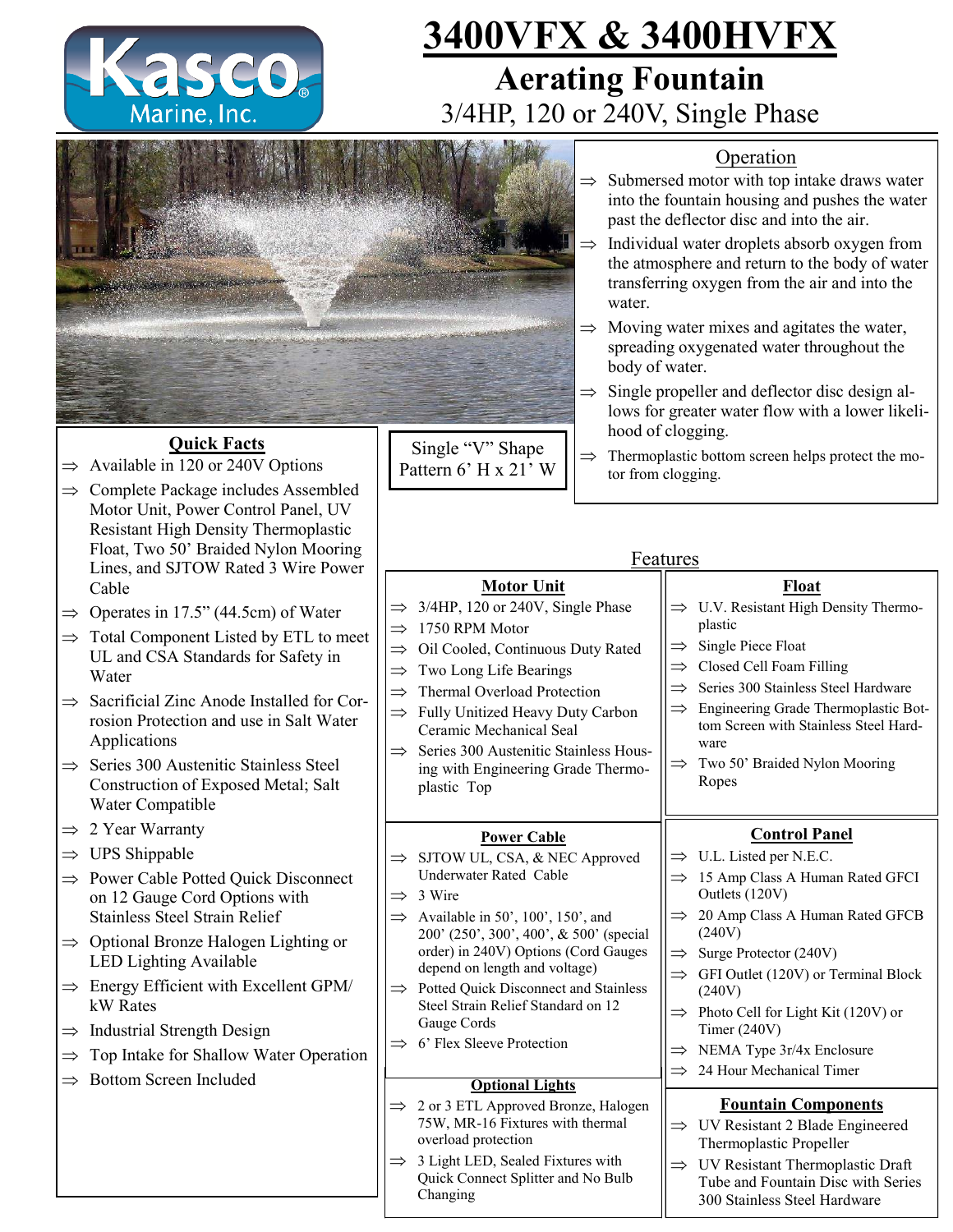# 3400VFX & 3400HVFX

## Aerating Fountain

3/4HP, 120 or 240V, Single Phase

### Operation

- ⇒ Submersed motor with top intake draws water into the fountain housing and pushes the water past the deflector disc and into the air.
- ⇒ Individual water droplets absorb oxygen from the atmosphere and return to the body of water transferring oxygen from the air and into the water.
- ⇒ Moving water mixes and agitates the water, spreading oxygenated water throughout the body of water.
- ⇒ Single propeller and deflector disc design allows for greater water flow with a lower likelihood of clogging.
- ⇒ Thermoplastic bottom screen helps protect the motor from clogging.

Single "V" Shape Pattern 6' H x 21' W

### Quick Facts

- ⇒ Available in 120 or 240V Options
- ⇒ Complete Package includes Assembled Motor Unit, Power Control Panel, UV Resistant High Density Thermoplastic Float, Two 50' Braided Nylon Mooring Lines, and SJTOW Rated 3 Wire Power Cable
- ⇒ Operates in 17.5" (44.5cm) of Water
- ⇒ Total Component Listed by ETL to meet UL and CSA Standards for Safety in Water
- ⇒ Sacrificial Zinc Anode Installed for Corrosion Protection and use in Salt Water Applications
- ⇒ Series 300 Austenitic Stainless Steel Construction of Exposed Metal; Salt Water Compatible
- ⇒ 2 Year Warranty
- ⇒ UPS Shippable
- ⇒ Power Cable Potted Quick Disconnect on 12 Gauge Cord Options with Stainless Steel Strain Relief
- ⇒ Optional Bronze Halogen Lighting or LED Lighting Available
- ⇒ Energy Efficient with Excellent GPM/kW Rates
- ⇒ Industrial Strength Design
- ⇒ Top Intake for Shallow Water Operation
- ⇒ Bottom Screen Included

### Features

#### Motor Unit

- ⇒ 3/4HP, 120 or 240V, Single Phase
- ⇒ 1750 RPM Motor
- ⇒ Oil Cooled, Continuous Duty Rated
- ⇒ Two Long Life Bearings
- ⇒ Thermal Overload Protection
- ⇒ Fully Unitized Heavy Duty Carbon Ceramic Mechanical Seal
- ⇒ Series 300 Austenitic Stainless Housing with Engineering Grade Thermoplastic Top

#### Float

- ⇒ U.V. Resistant High Density Thermoplastic
- ⇒ Single Piece Float
- ⇒ Closed Cell Foam Filling
- ⇒ Series 300 Stainless Steel Hardware
- ⇒ Engineering Grade Thermoplastic Bottom Screen with Stainless Steel Hardware
- ⇒ Two 50' Braided Nylon Mooring Ropes

#### Power Cable

- ⇒ SJTOW UL, CSA, & NEC Approved Underwater Rated Cable
- ⇒ 3 Wire
- ⇒ Available in 50', 100', 150', and 200' (250', 300', 400', & 500' (special order) in 240V) Options (Cord Gauges depend on length and voltage)
- ⇒ Potted Quick Disconnect and Stainless Steel Strain Relief Standard on 12 Gauge Cords
- ⇒ 6' Flex Sleeve Protection

#### Control Panel

- ⇒ U.L. Listed per N.E.C.
- ⇒ 15 Amp Class A Human Rated GFCI Outlets (120V)
- ⇒ 20 Amp Class A Human Rated GFCB (240V)
- ⇒ Surge Protector (240V)
- ⇒ GFI Outlet (120V) or Terminal Block (240V)
- ⇒ Photo Cell for Light Kit (120V) or Timer (240V)
- ⇒ NEMA Type 3r/4x Enclosure
- ⇒ 24 Hour Mechanical Timer

#### Optional Lights

- ⇒ 2 or 3 ETL Approved Bronze, Halogen 75W, MR-16 Fixtures with thermal overload protection
- ⇒ 3 Light LED, Sealed Fixtures with Quick Connect Splitter and No Bulb Changing

#### Fountain Components

- ⇒ UV Resistant 2 Blade Engineered Thermoplastic Propeller
- ⇒ UV Resistant Thermoplastic Draft Tube and Fountain Disc with Series 300 Stainless Steel Hardware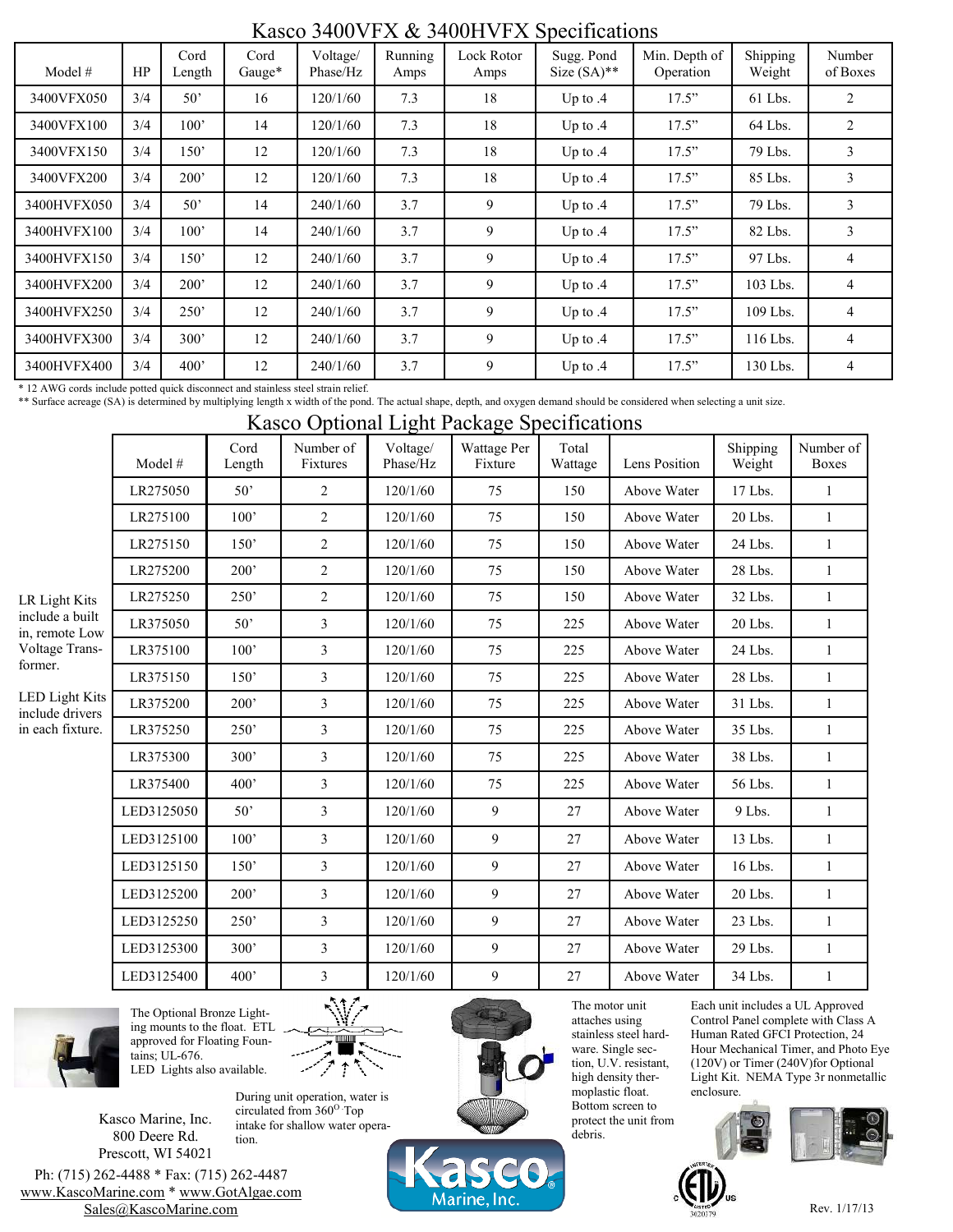# Kasco 3400VFX & 3400HVFX Specifications

| Model # | HP | Cord Length | Cord Gauge* | Voltage/ Phase/Hz | Running Amps | Lock Rotor Amps | Sugg. Pond Size (SA)** | Min. Depth of Operation | Shipping Weight | Number of Boxes |
|---|---|---|---|---|---|---|---|---|---|---|
| 3400VFX050 | 3/4 | 50' | 16 | 120/1/60 | 7.3 | 18 | Up to .4 | 17.5" | 61 Lbs. | 2 |
| 3400VFX100 | 3/4 | 100' | 14 | 120/1/60 | 7.3 | 18 | Up to .4 | 17.5" | 64 Lbs. | 2 |
| 3400VFX150 | 3/4 | 150' | 12 | 120/1/60 | 7.3 | 18 | Up to .4 | 17.5" | 79 Lbs. | 3 |
| 3400VFX200 | 3/4 | 200' | 12 | 120/1/60 | 7.3 | 18 | Up to .4 | 17.5" | 85 Lbs. | 3 |
| 3400HVFX050 | 3/4 | 50' | 14 | 240/1/60 | 3.7 | 9 | Up to .4 | 17.5" | 79 Lbs. | 3 |
| 3400HVFX100 | 3/4 | 100' | 14 | 240/1/60 | 3.7 | 9 | Up to .4 | 17.5" | 82 Lbs. | 3 |
| 3400HVFX150 | 3/4 | 150' | 12 | 240/1/60 | 3.7 | 9 | Up to .4 | 17.5" | 97 Lbs. | 4 |
| 3400HVFX200 | 3/4 | 200' | 12 | 240/1/60 | 3.7 | 9 | Up to .4 | 17.5" | 103 Lbs. | 4 |
| 3400HVFX250 | 3/4 | 250' | 12 | 240/1/60 | 3.7 | 9 | Up to .4 | 17.5" | 109 Lbs. | 4 |
| 3400HVFX300 | 3/4 | 300' | 12 | 240/1/60 | 3.7 | 9 | Up to .4 | 17.5" | 116 Lbs. | 4 |
| 3400HVFX400 | 3/4 | 400' | 12 | 240/1/60 | 3.7 | 9 | Up to .4 | 17.5" | 130 Lbs. | 4 |

\* 12 AWG cords include potted quick disconnect and stainless steel strain relief.

\*\* Surface acreage (SA) is determined by multiplying length x width of the pond. The actual shape, depth, and oxygen demand should be considered when selecting a unit size.

# Kasco Optional Light Package Specifications

| Model # | Cord Length | Number of Fixtures | Voltage/ Phase/Hz | Wattage Per Fixture | Total Wattage | Lens Position | Shipping Weight | Number of Boxes |
|---|---|---|---|---|---|---|---|---|
| LR275050 | 50' | 2 | 120/1/60 | 75 | 150 | Above Water | 17 Lbs. | 1 |
| LR275100 | 100' | 2 | 120/1/60 | 75 | 150 | Above Water | 20 Lbs. | 1 |
| LR275150 | 150' | 2 | 120/1/60 | 75 | 150 | Above Water | 24 Lbs. | 1 |
| LR275200 | 200' | 2 | 120/1/60 | 75 | 150 | Above Water | 28 Lbs. | 1 |
| LR275250 | 250' | 2 | 120/1/60 | 75 | 150 | Above Water | 32 Lbs. | 1 |
| LR375050 | 50' | 3 | 120/1/60 | 75 | 225 | Above Water | 20 Lbs. | 1 |
| LR375100 | 100' | 3 | 120/1/60 | 75 | 225 | Above Water | 24 Lbs. | 1 |
| LR375150 | 150' | 3 | 120/1/60 | 75 | 225 | Above Water | 28 Lbs. | 1 |
| LR375200 | 200' | 3 | 120/1/60 | 75 | 225 | Above Water | 31 Lbs. | 1 |
| LR375250 | 250' | 3 | 120/1/60 | 75 | 225 | Above Water | 35 Lbs. | 1 |
| LR375300 | 300' | 3 | 120/1/60 | 75 | 225 | Above Water | 38 Lbs. | 1 |
| LR375400 | 400' | 3 | 120/1/60 | 75 | 225 | Above Water | 56 Lbs. | 1 |
| LED3125050 | 50' | 3 | 120/1/60 | 9 | 27 | Above Water | 9 Lbs. | 1 |
| LED3125100 | 100' | 3 | 120/1/60 | 9 | 27 | Above Water | 13 Lbs. | 1 |
| LED3125150 | 150' | 3 | 120/1/60 | 9 | 27 | Above Water | 16 Lbs. | 1 |
| LED3125200 | 200' | 3 | 120/1/60 | 9 | 27 | Above Water | 20 Lbs. | 1 |
| LED3125250 | 250' | 3 | 120/1/60 | 9 | 27 | Above Water | 23 Lbs. | 1 |
| LED3125300 | 300' | 3 | 120/1/60 | 9 | 27 | Above Water | 29 Lbs. | 1 |
| LED3125400 | 400' | 3 | 120/1/60 | 9 | 27 | Above Water | 34 Lbs. | 1 |

LR Light Kits include a built in, remote Low Voltage Transformer.

LED Light Kits include drivers in each fixture.

The Optional Bronze Lighting mounts to the float. ETL approved for Floating Fountains; UL-676. LED Lights also available.

During unit operation, water is circulated from 360° Top intake for shallow water operation.

The motor unit attaches using stainless steel hardware. Single section, U.V. resistant, high density thermoplastic float. Bottom screen to protect the unit from debris.

Each unit includes a UL Approved Control Panel complete with Class A Human Rated GFCI Protection, 24 Hour Mechanical Timer, and Photo Eye (120V) or Timer (240V)for Optional Light Kit. NEMA Type 3r nonmetallic enclosure.

Kasco Marine, Inc.
800 Deere Rd.
Prescott, WI 54021

Ph: (715) 262-4488 * Fax: (715) 262-4487
www.KascoMarine.com * www.GotAlgae.com
Sales@KascoMarine.com

Kasco Marine, Inc.

Rev. 1/17/13